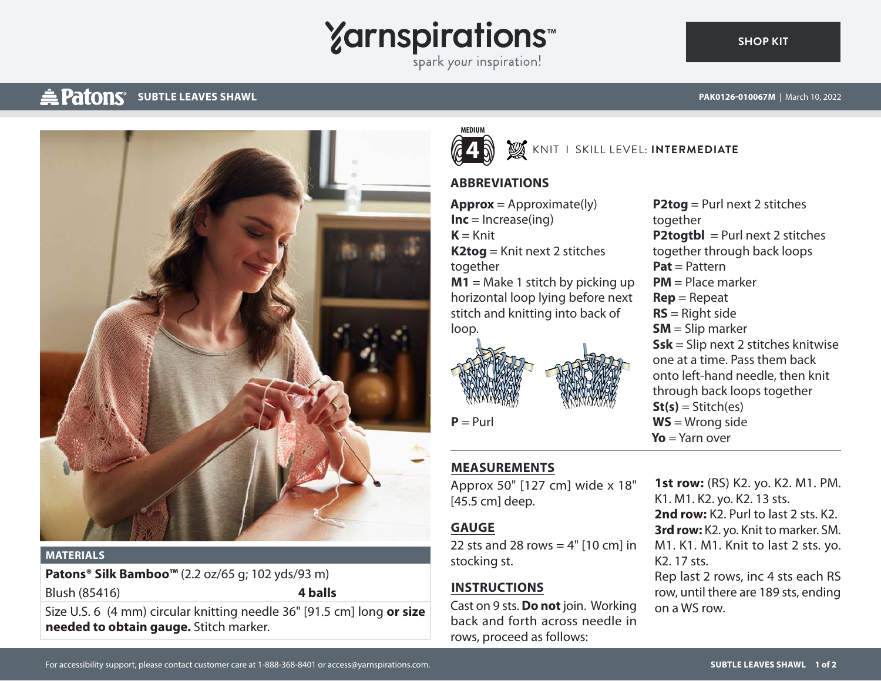# SUBTLE LEAVES SHAWL

PAK0126-010067M | March 10, 2022

MEDIUM 4 | KNIT | SKILL LEVEL: **INTERMEDIATE**

## ABBREVIATIONS

**Approx** = Approximate(ly)
**Inc** = Increase(ing)
**K** = Knit
**K2tog** = Knit next 2 stitches together
**M1** = Make 1 stitch by picking up horizontal loop lying before next stitch and knitting into back of loop.
**P** = Purl
**P2tog** = Purl next 2 stitches together
**P2togtbl** = Purl next 2 stitches together through back loops
**Pat** = Pattern
**PM** = Place marker
**Rep** = Repeat
**RS** = Right side
**SM** = Slip marker
**Ssk** = Slip next 2 stitches knitwise one at a time. Pass them back onto left-hand needle, then knit through back loops together
**St(s)** = Stitch(es)
**WS** = Wrong side
**Yo** = Yarn over

## MATERIALS

**Patons® Silk Bamboo™** (2.2 oz/65 g; 102 yds/93 m)

| | |
|---|---|
| Blush (85416) | **4 balls** |

Size U.S. 6 (4 mm) circular knitting needle 36" [91.5 cm] long **or size needed to obtain gauge.** Stitch marker.

## MEASUREMENTS

Approx 50" [127 cm] wide x 18" [45.5 cm] deep.

## GAUGE

22 sts and 28 rows = 4" [10 cm] in stocking st.

## INSTRUCTIONS

Cast on 9 sts. **Do not** join. Working back and forth across needle in rows, proceed as follows:

**1st row:** (RS) K2. yo. K2. M1. PM. K1. M1. K2. yo. K2. 13 sts.
**2nd row:** K2. Purl to last 2 sts. K2.
**3rd row:** K2. yo. Knit to marker. SM. M1. K1. M1. Knit to last 2 sts. yo. K2. 17 sts.
Rep last 2 rows, inc 4 sts each RS row, until there are 189 sts, ending on a WS row.

For accessibility support, please contact customer care at 1-888-368-8401 or access@yarnspirations.com.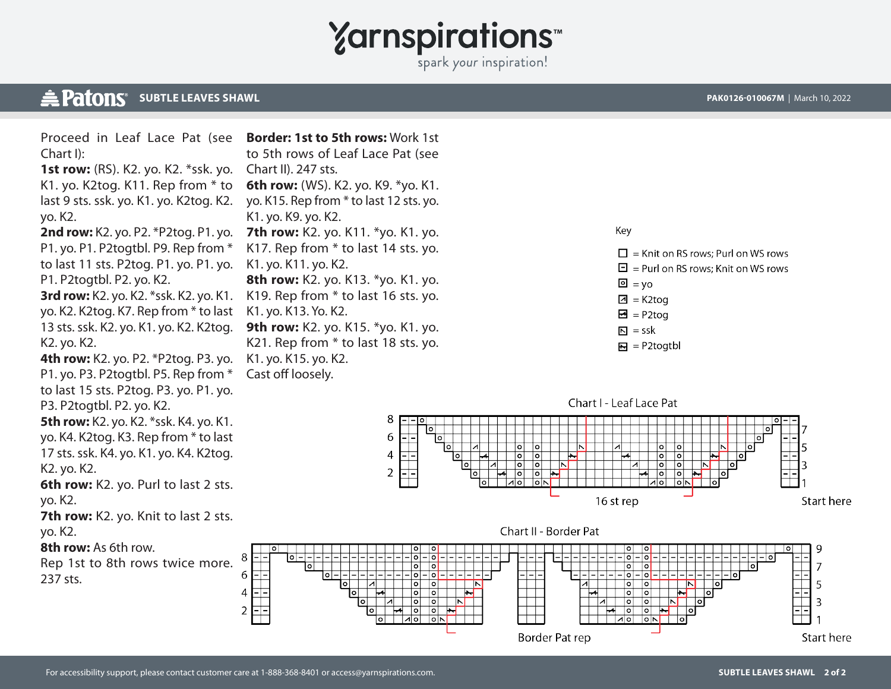Proceed in Leaf Lace Pat (see Chart I):

**1st row:** (RS). K2. yo. K2. *ssk. yo. K1. yo. K2tog. K11. Rep from * to last 9 sts. ssk. yo. K1. yo. K2tog. K2. yo. K2.

**2nd row:** K2. yo. P2. *P2tog. P1. yo. P1. yo. P1. P2togtbl. P9. Rep from * to last 11 sts. P2tog. P1. yo. P1. yo. P1. P2togtbl. P2. yo. K2.

**3rd row:** K2. yo. K2. *ssk. K2. yo. K1. yo. K2. K2tog. K7. Rep from * to last 13 sts. ssk. K2. yo. K1. yo. K2. K2tog. K2. yo. K2.

**4th row:** K2. yo. P2. *P2tog. P3. yo. P1. yo. P3. P2togtbl. P5. Rep from * to last 15 sts. P2tog. P3. yo. P1. yo. P3. P2togtbl. P2. yo. K2.

**5th row:** K2. yo. K2. *ssk. K4. yo. K1. yo. K4. K2tog. K3. Rep from * to last 17 sts. ssk. K4. yo. K1. yo. K4. K2tog. K2. yo. K2.

**6th row:** K2. yo. Purl to last 2 sts. yo. K2.

**7th row:** K2. yo. Knit to last 2 sts. yo. K2.

**8th row:** As 6th row.

Rep 1st to 8th rows twice more. 237 sts.

**Border: 1st to 5th rows:** Work 1st to 5th rows of Leaf Lace Pat (see Chart II). 247 sts.

**6th row:** (WS). K2. yo. K9. *yo. K1. yo. K15. Rep from * to last 12 sts. yo. K1. yo. K9. yo. K2.

**7th row:** K2. yo. K11. *yo. K1. yo. K17. Rep from * to last 14 sts. yo. K1. yo. K11. yo. K2.

**8th row:** K2. yo. K13. *yo. K1. yo. K19. Rep from * to last 16 sts. yo. K1. yo. K13. Yo. K2.

**9th row:** K2. yo. K15. *yo. K1. yo. K21. Rep from * to last 18 sts. yo. K1. yo. K15. yo. K2.

Cast off loosely.

Key

= Knit on RS rows; Purl on WS rows

= Purl on RS rows; Knit on WS rows

= yo

= K2tog

= P2tog

= ssk

= P2togtbl

Chart I - Leaf Lace Pat

8 6 4 2

7 5 3 1

16 st rep

Start here

Chart II - Border Pat

8 6 4 2

9 7 5 3 1

Border Pat rep

Start here